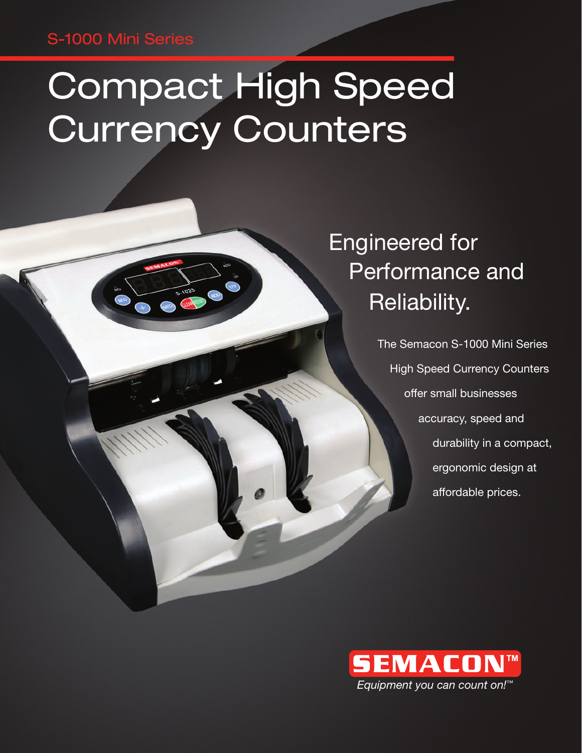S-1000 Mini Series

# Compact High Speed Currency Counters

## Engineered for Performance and Reliability.

The Semacon S-1000 Mini Series High Speed Currency Counters offer small businesses accuracy, speed and durability in a compact, ergonomic design at affordable prices.

**SEMACON™**

*Equipment you can count on!™*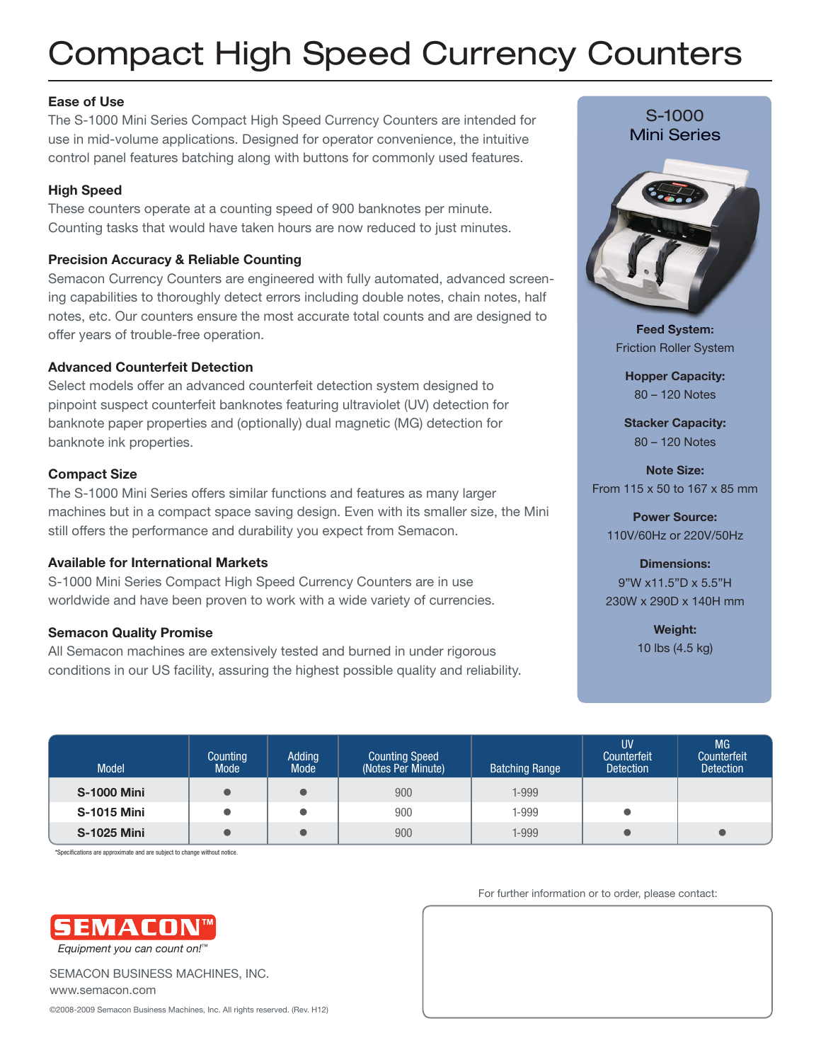# Compact High Speed Currency Counters

### Ease of Use

The S-1000 Mini Series Compact High Speed Currency Counters are intended for use in mid-volume applications. Designed for operator convenience, the intuitive control panel features batching along with buttons for commonly used features.

### High Speed

These counters operate at a counting speed of 900 banknotes per minute. Counting tasks that would have taken hours are now reduced to just minutes.

### Precision Accuracy & Reliable Counting

Semacon Currency Counters are engineered with fully automated, advanced screening capabilities to thoroughly detect errors including double notes, chain notes, half notes, etc. Our counters ensure the most accurate total counts and are designed to offer years of trouble-free operation.

### Advanced Counterfeit Detection

Select models offer an advanced counterfeit detection system designed to pinpoint suspect counterfeit banknotes featuring ultraviolet (UV) detection for banknote paper properties and (optionally) dual magnetic (MG) detection for banknote ink properties.

### Compact Size

The S-1000 Mini Series offers similar functions and features as many larger machines but in a compact space saving design. Even with its smaller size, the Mini still offers the performance and durability you expect from Semacon.

### Available for International Markets

S-1000 Mini Series Compact High Speed Currency Counters are in use worldwide and have been proven to work with a wide variety of currencies.

### Semacon Quality Promise

All Semacon machines are extensively tested and burned in under rigorous conditions in our US facility, assuring the highest possible quality and reliability.

## S-1000 Mini Series

**Feed System:**
Friction Roller System

**Hopper Capacity:**
80 – 120 Notes

**Stacker Capacity:**
80 – 120 Notes

**Note Size:**
From 115 x 50 to 167 x 85 mm

**Power Source:**
110V/60Hz or 220V/50Hz

**Dimensions:**
9"W x11.5"D x 5.5"H
230W x 290D x 140H mm

**Weight:**
10 lbs (4.5 kg)

| Model | Counting Mode | Adding Mode | Counting Speed (Notes Per Minute) | Batching Range | UV Counterfeit Detection | MG Counterfeit Detection |
|---|---|---|---|---|---|---|
| **S-1000 Mini** | ● | ● | 900 | 1-999 | | |
| **S-1015 Mini** | ● | ● | 900 | 1-999 | ● | |
| **S-1025 Mini** | ● | ● | 900 | 1-999 | ● | ● |

*Specifications are approximate and are subject to change without notice.

For further information or to order, please contact:

SEMACON™

*Equipment you can count on!™*

SEMACON BUSINESS MACHINES, INC.
www.semacon.com

©2008-2009 Semacon Business Machines, Inc. All rights reserved. (Rev. H12)